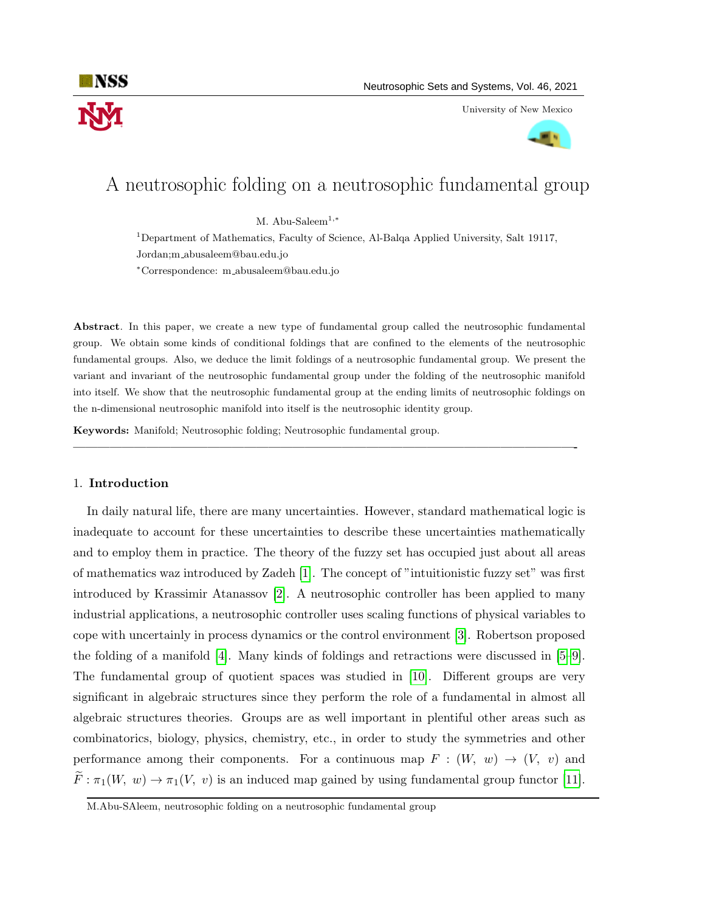# A neutrosophic folding on a neutrosophic fundamental group

M. Abu-Saleem[1,*]

[1]Department of Mathematics, Faculty of Science, Al-Balqa Applied University, Salt 19117, Jordan;m_abusaleem@bau.edu.jo

[*]Correspondence: m_abusaleem@bau.edu.jo

**Abstract**. In this paper, we create a new type of fundamental group called the neutrosophic fundamental group. We obtain some kinds of conditional foldings that are confined to the elements of the neutrosophic fundamental groups. Also, we deduce the limit foldings of a neutrosophic fundamental group. We present the variant and invariant of the neutrosophic fundamental group under the folding of the neutrosophic manifold into itself. We show that the neutrosophic fundamental group at the ending limits of neutrosophic foldings on the n-dimensional neutrosophic manifold into itself is the neutrosophic identity group.

**Keywords:** Manifold; Neutrosophic folding; Neutrosophic fundamental group.

## 1. Introduction

In daily natural life, there are many uncertainties. However, standard mathematical logic is inadequate to account for these uncertainties to describe these uncertainties mathematically and to employ them in practice. The theory of the fuzzy set has occupied just about all areas of mathematics waz introduced by Zadeh [1]. The concept of "intuitionistic fuzzy set" was first introduced by Krassimir Atanassov [2]. A neutrosophic controller has been applied to many industrial applications, a neutrosophic controller uses scaling functions of physical variables to cope with uncertainly in process dynamics or the control environment [3]. Robertson proposed the folding of a manifold [4]. Many kinds of foldings and retractions were discussed in [5–9]. The fundamental group of quotient spaces was studied in [10]. Different groups are very significant in algebraic structures since they perform the role of a fundamental in almost all algebraic structures theories. Groups are as well important in plentiful other areas such as combinatorics, biology, physics, chemistry, etc., in order to study the symmetries and other performance among their components. For a continuous map $F : (W,\ w) \to (V,\ v)$ and $\widetilde{F} : \pi_1(W,\ w) \to \pi_1(V,\ v)$ is an induced map gained by using fundamental group functor [11].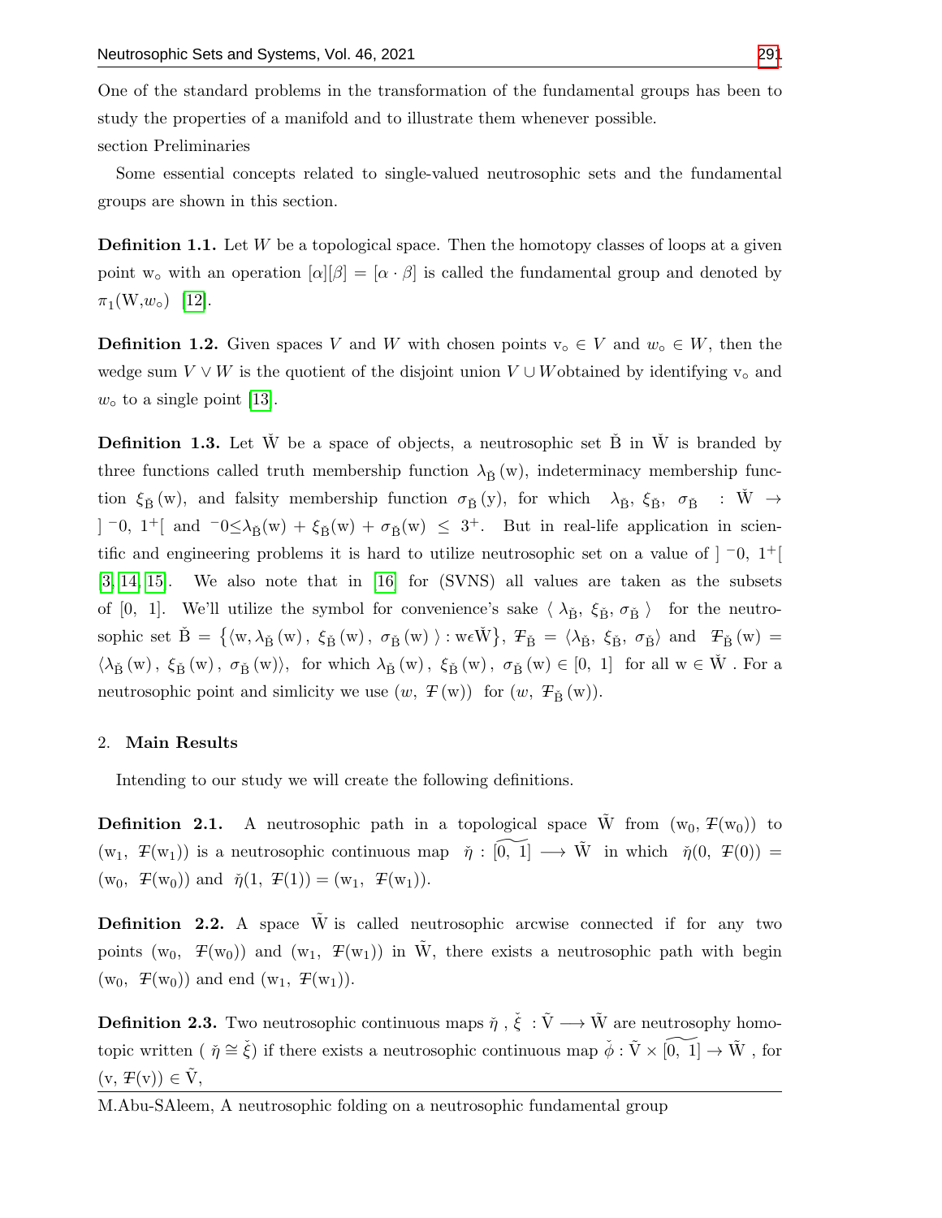One of the standard problems in the transformation of the fundamental groups has been to study the properties of a manifold and to illustrate them whenever possible.

section Preliminaries

Some essential concepts related to single-valued neutrosophic sets and the fundamental groups are shown in this section.

**Definition 1.1.** Let $W$ be a topological space. Then the homotopy classes of loops at a given point $w_\circ$ with an operation $[\alpha][\beta] = [\alpha \cdot \beta]$ is called the fundamental group and denoted by $\pi_1(\mathrm{W}, w_\circ)$ [12].

**Definition 1.2.** Given spaces $V$ and $W$ with chosen points $\mathrm{v}_\circ \in V$ and $w_\circ \in W$, then the wedge sum $V \vee W$ is the quotient of the disjoint union $V \cup W$obtained by identifying $\mathrm{v}_\circ$ and $w_\circ$ to a single point [13].

**Definition 1.3.** Let $\check{\mathrm{W}}$ be a space of objects, a neutrosophic set $\check{\mathrm{B}}$ in $\check{\mathrm{W}}$ is branded by three functions called truth membership function $\lambda_{\check{\mathrm{B}}}(\mathrm{w})$, indeterminacy membership function $\xi_{\check{\mathrm{B}}}(\mathrm{w})$, and falsity membership function $\sigma_{\check{\mathrm{B}}}(\mathrm{y})$, for which $\lambda_{\check{\mathrm{B}}}, \xi_{\check{\mathrm{B}}}, \sigma_{\check{\mathrm{B}}} : \check{\mathrm{W}} \to ]\,^{-}0,\ 1^{+}[$ and $^{-}0 \leq \lambda_{\check{\mathrm{B}}}(\mathrm{w}) + \xi_{\check{\mathrm{B}}}(\mathrm{w}) + \sigma_{\check{\mathrm{B}}}(\mathrm{w}) \leq 3^{+}$. But in real-life application in scientific and engineering problems it is hard to utilize neutrosophic set on a value of $]\,^{-}0,\ 1^{+}[$ [3, 14, 15]. We also note that in [16] for (SVNS) all values are taken as the subsets of $[0,\ 1]$. We'll utilize the symbol for convenience's sake $\langle \lambda_{\check{\mathrm{B}}}, \xi_{\check{\mathrm{B}}}, \sigma_{\check{\mathrm{B}}} \rangle$ for the neutrosophic set $\check{\mathrm{B}} = \{\langle \mathrm{w}, \lambda_{\check{\mathrm{B}}}(\mathrm{w}), \xi_{\check{\mathrm{B}}}(\mathrm{w}), \sigma_{\check{\mathrm{B}}}(\mathrm{w}) \rangle : \mathrm{w} \epsilon \check{\mathrm{W}}\}$, $\mathcal{F}_{\check{\mathrm{B}}} = \langle \lambda_{\check{\mathrm{B}}}, \xi_{\check{\mathrm{B}}}, \sigma_{\check{\mathrm{B}}} \rangle$ and $\mathcal{F}_{\check{\mathrm{B}}}(\mathrm{w}) = \langle \lambda_{\check{\mathrm{B}}}(\mathrm{w}), \xi_{\check{\mathrm{B}}}(\mathrm{w}), \sigma_{\check{\mathrm{B}}}(\mathrm{w}) \rangle$, for which $\lambda_{\check{\mathrm{B}}}(\mathrm{w}), \xi_{\check{\mathrm{B}}}(\mathrm{w}), \sigma_{\check{\mathrm{B}}}(\mathrm{w}) \in [0,\ 1]$ for all $\mathrm{w} \in \check{\mathrm{W}}$. For a neutrosophic point and simlicity we use $(w,\ \mathcal{F}(\mathrm{w}))$ for $(w,\ \mathcal{F}_{\check{\mathrm{B}}}(\mathrm{w}))$.

## 2. Main Results

Intending to our study we will create the following definitions.

**Definition 2.1.** A neutrosophic path in a topological space $\tilde{\mathrm{W}}$ from $(\mathrm{w}_0,\ \mathcal{F}(\mathrm{w}_0))$ to $(\mathrm{w}_1,\ \mathcal{F}(\mathrm{w}_1))$ is a neutrosophic continuous map $\check{\eta} : \widetilde{[0,\ 1]} \longrightarrow \tilde{\mathrm{W}}$ in which $\check{\eta}(0,\ \mathcal{F}(0)) = (\mathrm{w}_0,\ \mathcal{F}(\mathrm{w}_0))$ and $\check{\eta}(1,\ \mathcal{F}(1)) = (\mathrm{w}_1,\ \mathcal{F}(\mathrm{w}_1))$.

**Definition 2.2.** A space $\tilde{\mathrm{W}}$ is called neutrosophic arcwise connected if for any two points $(\mathrm{w}_0,\ \mathcal{F}(\mathrm{w}_0))$ and $(\mathrm{w}_1,\ \mathcal{F}(\mathrm{w}_1))$ in $\tilde{\mathrm{W}}$, there exists a neutrosophic path with begin $(\mathrm{w}_0,\ \mathcal{F}(\mathrm{w}_0))$ and end $(\mathrm{w}_1,\ \mathcal{F}(\mathrm{w}_1))$.

**Definition 2.3.** Two neutrosophic continuous maps $\check{\eta}$ , $\check{\xi}$ : $\tilde{\mathrm{V}} \longrightarrow \tilde{\mathrm{W}}$ are neutrosophy homotopic written ( $\check{\eta} \cong \check{\xi}$) if there exists a neutrosophic continuous map $\check{\phi} : \tilde{\mathrm{V}} \times \widetilde{[0,\ 1]} \to \tilde{\mathrm{W}}$ , for $(\mathrm{v},\ \mathcal{F}(\mathrm{v})) \in \tilde{\mathrm{V}}$,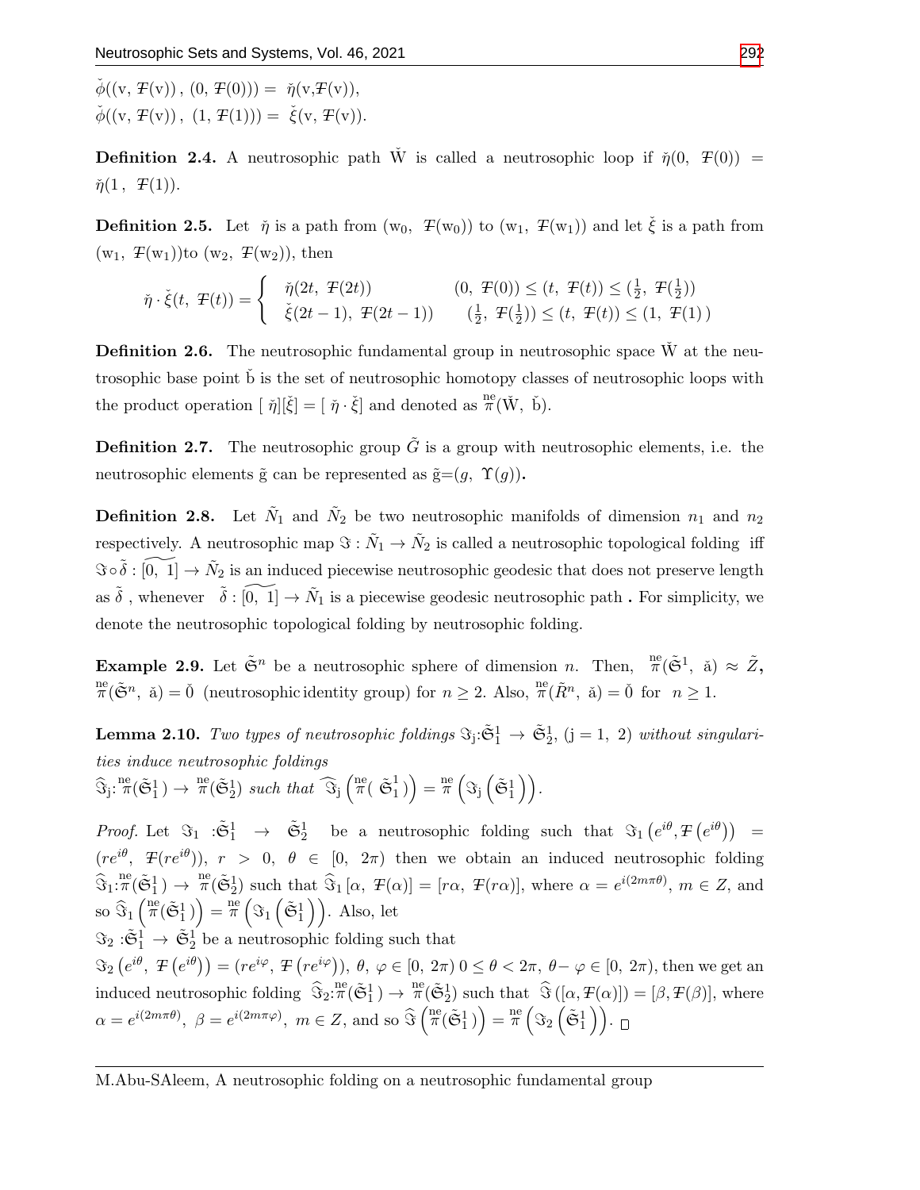$\check{\phi}((\mathrm{v},\ \text{Ŧ}(\mathrm{v}))\,,\ (0,\ \text{Ŧ}(0))) =\ \check{\eta}(\mathrm{v},\text{Ŧ}(\mathrm{v})),$
$\check{\phi}((\mathrm{v},\ \text{Ŧ}(\mathrm{v}))\,,\ (1,\ \text{Ŧ}(1))) =\ \check{\xi}(\mathrm{v},\ \text{Ŧ}(\mathrm{v})).$

**Definition 2.4.** A neutrosophic path $\check{\mathrm{W}}$ is called a neutrosophic loop if $\check{\eta}(0,\ \text{Ŧ}(0)) = \check{\eta}(1\,,\ \text{Ŧ}(1))$.

**Definition 2.5.** Let $\check{\eta}$ is a path from $(\mathrm{w}_0,\ \text{Ŧ}(\mathrm{w}_0))$ to $(\mathrm{w}_1,\ \text{Ŧ}(\mathrm{w}_1))$ and let $\check{\xi}$ is a path from $(\mathrm{w}_1,\ \text{Ŧ}(\mathrm{w}_1))$to $(\mathrm{w}_2,\ \text{Ŧ}(\mathrm{w}_2))$, then

$$\check{\eta}\cdot\check{\xi}(t,\ \text{Ŧ}(t)) = \begin{cases} \check{\eta}(2t,\ \text{Ŧ}(2t)) & (0,\ \text{Ŧ}(0)) \leq (t,\ \text{Ŧ}(t)) \leq (\frac{1}{2},\ \text{Ŧ}(\frac{1}{2})) \\ \check{\xi}(2t-1),\ \text{Ŧ}(2t-1)) & (\frac{1}{2},\ \text{Ŧ}(\frac{1}{2})) \leq (t,\ \text{Ŧ}(t)) \leq (1,\ \text{Ŧ}(1)\,) \end{cases}$$

**Definition 2.6.** The neutrosophic fundamental group in neutrosophic space $\check{\mathrm{W}}$ at the neutrosophic base point $\check{\mathrm{b}}$ is the set of neutrosophic homotopy classes of neutrosophic loops with the product operation $[\ \check{\eta}][\check{\xi}] = [\ \check{\eta}\cdot\check{\xi}]$ and denoted as $\overset{\mathrm{ne}}{\pi}(\check{\mathrm{W}},\ \check{\mathrm{b}})$.

**Definition 2.7.** The neutrosophic group $\tilde{G}$ is a group with neutrosophic elements, i.e. the neutrosophic elements $\tilde{\mathrm{g}}$ can be represented as $\tilde{\mathrm{g}}=(g,\ \Upsilon(g))$.

**Definition 2.8.** Let $\tilde{N}_1$ and $\tilde{N}_2$ be two neutrosophic manifolds of dimension $n_1$ and $n_2$ respectively. A neutrosophic map $\Im : \tilde{N}_1 \to \tilde{N}_2$ is called a neutrosophic topological folding iff $\Im\circ\tilde{\delta} : \widetilde{[0,\ 1]} \to \tilde{N}_2$ is an induced piecewise neutrosophic geodesic that does not preserve length as $\tilde{\delta}$ , whenever $\tilde{\delta} : \widetilde{[0,\ 1]} \to \tilde{N}_1$ is a piecewise geodesic neutrosophic path **.** For simplicity, we denote the neutrosophic topological folding by neutrosophic folding.

**Example 2.9.** Let $\tilde{\mathfrak{S}}^n$ be a neutrosophic sphere of dimension $n$. Then, $\overset{\mathrm{ne}}{\pi}(\tilde{\mathfrak{S}}^1,\ \check{\mathrm{a}}) \approx \tilde{Z}$**,** $\overset{\mathrm{ne}}{\pi}(\tilde{\mathfrak{S}}^n,\ \check{\mathrm{a}}) = \check{0}$ (neutrosophic identity group) for $n \geq 2$. Also, $\overset{\mathrm{ne}}{\pi}(\tilde{R}^n,\ \check{\mathrm{a}}) = \check{0}$ for $n \geq 1$.

**Lemma 2.10.** *Two types of neutrosophic foldings* $\Im_{\mathrm{j}}:\tilde{\mathfrak{S}}_1^1 \to \tilde{\mathfrak{S}}_2^1$, $(\mathrm{j} = 1,\ 2)$ *without singularities induce neutrosophic foldings*
$\widehat{\Im}_{\mathrm{j}}:\overset{\mathrm{ne}}{\pi}(\tilde{\mathfrak{S}}_1^1) \to \overset{\mathrm{ne}}{\pi}(\tilde{\mathfrak{S}}_2^1)$ *such that* $\widehat{\Im}_{\mathrm{j}}\left(\overset{\mathrm{ne}}{\pi}(\ \tilde{\mathfrak{S}}_1^1)\right) = \overset{\mathrm{ne}}{\pi}\left(\Im_{\mathrm{j}}\left(\tilde{\mathfrak{S}}_1^1\right)\right)$.

*Proof.* Let $\Im_1\ :\tilde{\mathfrak{S}}_1^1 \to \tilde{\mathfrak{S}}_2^1$ be a neutrosophic folding such that $\Im_1\left(e^{i\theta}, \text{Ŧ}\left(e^{i\theta}\right)\right) = (re^{i\theta},\ \text{Ŧ}(re^{i\theta}))$, $r > 0$, $\theta \in [0,\ 2\pi)$ then we obtain an induced neutrosophic folding $\widehat{\Im}_1:\overset{\mathrm{ne}}{\pi}(\tilde{\mathfrak{S}}_1^1) \to \overset{\mathrm{ne}}{\pi}(\tilde{\mathfrak{S}}_2^1)$ such that $\widehat{\Im}_1\,[\alpha,\ \text{Ŧ}(\alpha)] = [r\alpha,\ \text{Ŧ}(r\alpha)]$, where $\alpha = e^{i(2m\pi\theta)}$, $m \in Z$, and so $\widehat{\Im}_1\left(\overset{\mathrm{ne}}{\pi}(\tilde{\mathfrak{S}}_1^1)\right) = \overset{\mathrm{ne}}{\pi}\left(\Im_1\left(\tilde{\mathfrak{S}}_1^1\right)\right)$. Also, let
$\Im_2\ :\tilde{\mathfrak{S}}_1^1 \to \tilde{\mathfrak{S}}_2^1$ be a neutrosophic folding such that
$\Im_2\left(e^{i\theta},\ \text{Ŧ}\left(e^{i\theta}\right)\right) = (re^{i\varphi},\ \text{Ŧ}\left(re^{i\varphi}\right))$, $\theta,\ \varphi \in [0,\ 2\pi)$ $0 \leq \theta < 2\pi$, $\theta - \varphi \in [0,\ 2\pi)$, then we get an induced neutrosophic folding $\widehat{\Im}_2:\overset{\mathrm{ne}}{\pi}(\tilde{\mathfrak{S}}_1^1) \to \overset{\mathrm{ne}}{\pi}(\tilde{\mathfrak{S}}_2^1)$ such that $\widehat{\Im}\left([\alpha, \text{Ŧ}(\alpha)]\right) = [\beta, \text{Ŧ}(\beta)]$, where $\alpha = e^{i(2m\pi\theta)}$, $\beta = e^{i(2m\pi\varphi)}$, $m \in Z$, and so $\widehat{\Im}\left(\overset{\mathrm{ne}}{\pi}(\tilde{\mathfrak{S}}_1^1)\right) = \overset{\mathrm{ne}}{\pi}\left(\Im_2\left(\tilde{\mathfrak{S}}_1^1\right)\right)$. □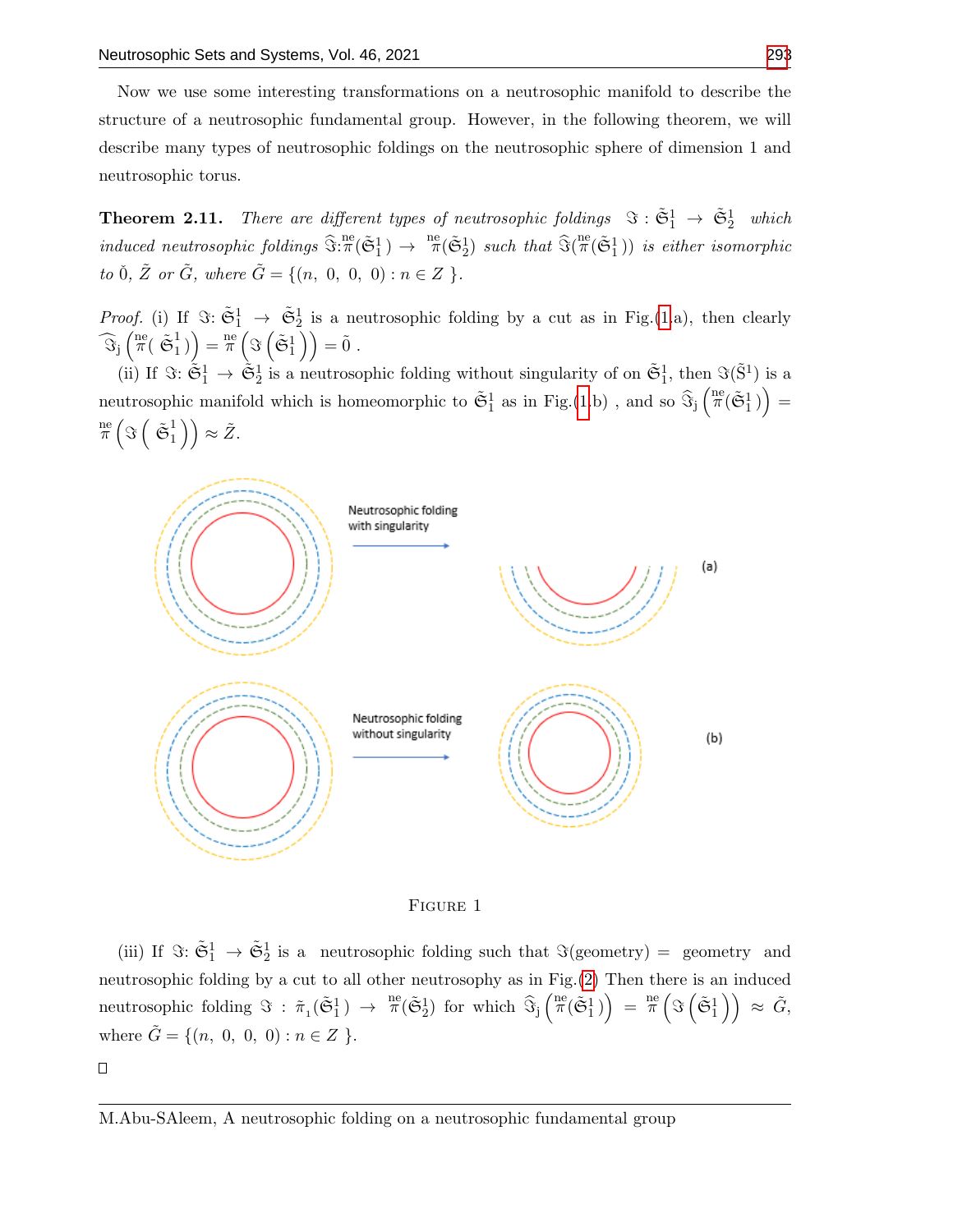Now we use some interesting transformations on a neutrosophic manifold to describe the structure of a neutrosophic fundamental group. However, in the following theorem, we will describe many types of neutrosophic foldings on the neutrosophic sphere of dimension 1 and neutrosophic torus.

**Theorem 2.11.** *There are different types of neutrosophic foldings* $\Im : \tilde{\mathfrak{S}}_1^1 \to \tilde{\mathfrak{S}}_2^1$ *which induced neutrosophic foldings* $\widehat{\Im}: \overset{ne}{\pi}(\tilde{\mathfrak{S}}_1^1) \to \overset{ne}{\pi}(\tilde{\mathfrak{S}}_2^1)$ *such that* $\widehat{\Im}(\overset{ne}{\pi}(\tilde{\mathfrak{S}}_1^1))$ *is either isomorphic to* $\check{0}$, $\tilde{Z}$ *or* $\tilde{G}$, *where* $\tilde{G} = \{(n,\ 0,\ 0,\ 0) : n \in Z\}$.

*Proof.* (i) If $\Im$: $\tilde{\mathfrak{S}}_1^1 \to \tilde{\mathfrak{S}}_2^1$ is a neutrosophic folding by a cut as in Fig.(1.a), then clearly $\widehat{\Im}_j\left(\overset{ne}{\pi}(\ \tilde{\mathfrak{S}}_1^1)\right) = \overset{ne}{\pi}\left(\Im\left(\tilde{\mathfrak{S}}_1^1\right)\right) = \tilde{0}$ .

(ii) If $\Im$: $\tilde{\mathfrak{S}}_1^1 \to \tilde{\mathfrak{S}}_2^1$ is a neutrosophic folding without singularity of on $\tilde{\mathfrak{S}}_1^1$, then $\Im(\tilde{S}^1)$ is a neutrosophic manifold which is homeomorphic to $\tilde{\mathfrak{S}}_1^1$ as in Fig.(1.b) , and so $\widehat{\Im}_j\left(\overset{ne}{\pi}(\tilde{\mathfrak{S}}_1^1)\right) = \overset{ne}{\pi}\left(\Im\left(\ \tilde{\mathfrak{S}}_1^1\right)\right) \approx \tilde{Z}$.

FIGURE 1

(iii) If $\Im$: $\tilde{\mathfrak{S}}_1^1 \to \tilde{\mathfrak{S}}_2^1$ is a neutrosophic folding such that $\Im$(geometry) = geometry and neutrosophic folding by a cut to all other neutrosophy as in Fig.(2) Then there is an induced neutrosophic folding $\Im : \tilde{\pi}_1(\tilde{\mathfrak{S}}_1^1) \to \overset{ne}{\pi}(\tilde{\mathfrak{S}}_2^1)$ for which $\widehat{\Im}_j\left(\overset{ne}{\pi}(\tilde{\mathfrak{S}}_1^1)\right) = \overset{ne}{\pi}\left(\Im\left(\tilde{\mathfrak{S}}_1^1\right)\right) \approx \tilde{G}$, where $\tilde{G} = \{(n,\ 0,\ 0,\ 0) : n \in Z\}$.

□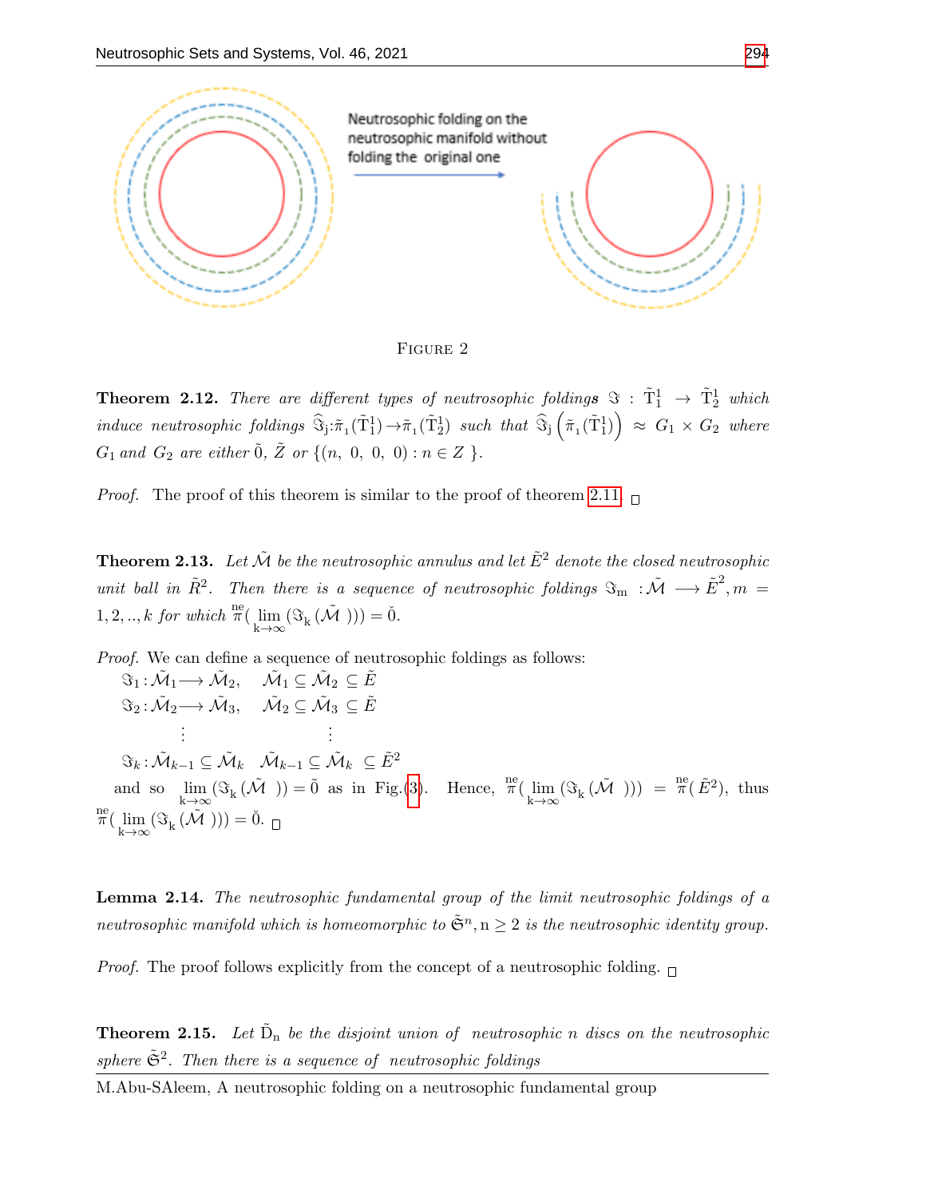Neutrosophic folding on the neutrosophic manifold without folding the original one

FIGURE 2

**Theorem 2.12.** *There are different types of neutrosophic foldings* $\Im : \tilde{\mathrm{T}}_1^1 \rightarrow \tilde{\mathrm{T}}_2^1$ *which induce neutrosophic foldings* $\widehat{\Im}_{\mathrm{j}}:\tilde{\pi}_1(\tilde{\mathrm{T}}_1^1) \rightarrow \tilde{\pi}_1(\tilde{\mathrm{T}}_2^1)$ *such that* $\widehat{\Im}_{\mathrm{j}}\left(\tilde{\pi}_1(\tilde{\mathrm{T}}_1^1)\right) \approx G_1 \times G_2$ *where* $G_1$ *and* $G_2$ *are either* $\tilde{0}$, $\tilde{Z}$ *or* $\{(n,\ 0,\ 0,\ 0) : n \in Z\}$.

*Proof.* The proof of this theorem is similar to the proof of theorem 2.11. □

**Theorem 2.13.** *Let* $\tilde{\mathcal{M}}$ *be the neutrosophic annulus and let* $\tilde{E}^2$ *denote the closed neutrosophic unit ball in* $\tilde{R}^2$. *Then there is a sequence of neutrosophic foldings* $\Im_{\mathrm{m}} : \tilde{\mathcal{M}} \longrightarrow \tilde{E}^2, m = 1, 2, .., k$ *for which* $\overset{\mathrm{ne}}{\pi}(\lim\limits_{\mathrm{k}\to\infty}(\Im_{\mathrm{k}}(\tilde{\mathcal{M}}))) = \check{0}$.

*Proof.* We can define a sequence of neutrosophic foldings as follows:

$\Im_1 : \tilde{\mathcal{M}}_1 \longrightarrow \tilde{\mathcal{M}}_2, \quad \tilde{\mathcal{M}}_1 \subseteq \tilde{\mathcal{M}}_2 \subseteq \tilde{E}$

$\Im_2 : \tilde{\mathcal{M}}_2 \longrightarrow \tilde{\mathcal{M}}_3, \quad \tilde{\mathcal{M}}_2 \subseteq \tilde{\mathcal{M}}_3 \subseteq \tilde{E}$

$\vdots \qquad\qquad \vdots$

$\Im_k : \tilde{\mathcal{M}}_{k-1} \subseteq \tilde{\mathcal{M}}_k \quad \tilde{\mathcal{M}}_{k-1} \subseteq \tilde{\mathcal{M}}_k \subseteq \tilde{E}^2$

and so $\lim\limits_{\mathrm{k}\to\infty}(\Im_{\mathrm{k}}(\tilde{\mathcal{M}})) = \tilde{0}$ as in Fig.(3). Hence, $\overset{\mathrm{ne}}{\pi}(\lim\limits_{\mathrm{k}\to\infty}(\Im_{\mathrm{k}}(\tilde{\mathcal{M}}))) = \overset{\mathrm{ne}}{\pi}(\tilde{E}^2)$, thus $\overset{\mathrm{ne}}{\pi}(\lim\limits_{\mathrm{k}\to\infty}(\Im_{\mathrm{k}}(\tilde{\mathcal{M}}))) = \check{0}$. □

**Lemma 2.14.** *The neutrosophic fundamental group of the limit neutrosophic foldings of a neutrosophic manifold which is homeomorphic to* $\tilde{\mathfrak{S}}^n, \mathrm{n} \geq 2$ *is the neutrosophic identity group.*

*Proof.* The proof follows explicitly from the concept of a neutrosophic folding. □

**Theorem 2.15.** *Let* $\tilde{\mathrm{D}}_{\mathrm{n}}$ *be the disjoint union of neutrosophic n discs on the neutrosophic sphere* $\tilde{\mathfrak{S}}^2$. *Then there is a sequence of neutrosophic foldings*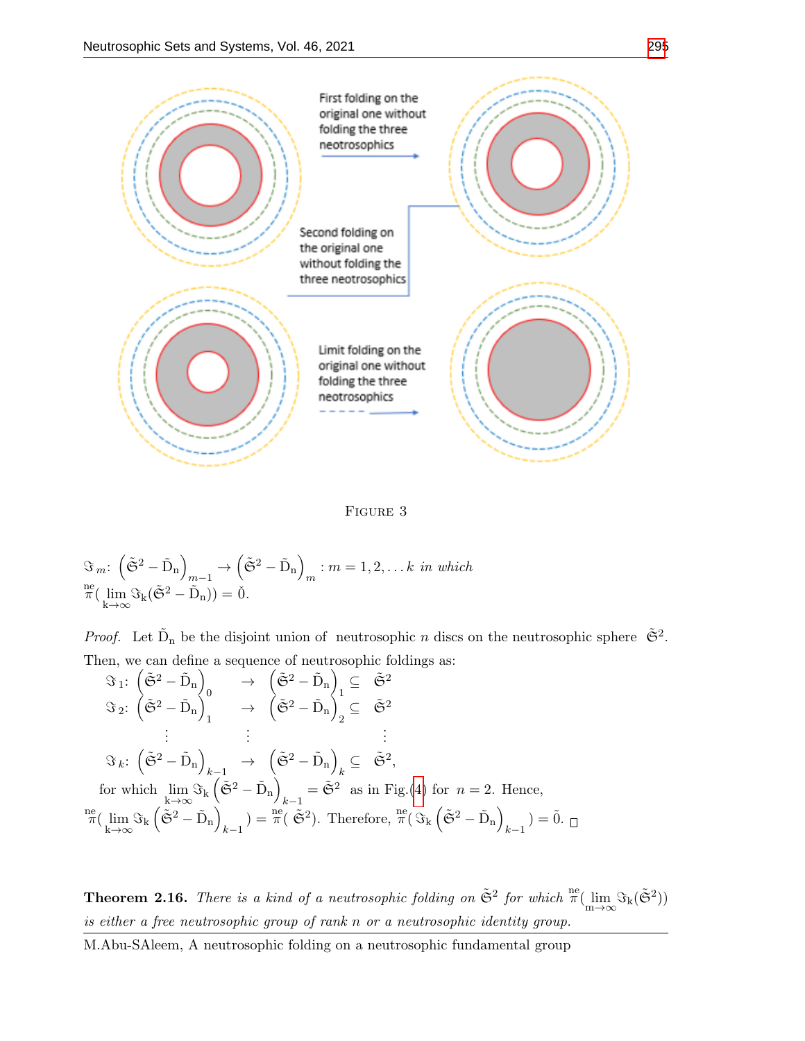First folding on the original one without folding the three neotrosophics

Second folding on the original one without folding the three neotrosophics

Limit folding on the original one without folding the three neotrosophics

FIGURE 3

$\Im_m\colon \left(\tilde{\mathfrak{S}}^2 - \tilde{\mathrm{D}}_{\mathrm{n}}\right)_{m-1} \to \left(\tilde{\mathfrak{S}}^2 - \tilde{\mathrm{D}}_{\mathrm{n}}\right)_m : m = 1, 2, \ldots k$ *in which*
$\overset{\mathrm{ne}}{\pi}(\lim_{k\to\infty} \Im_{\mathrm{k}}(\tilde{\mathfrak{S}}^2 - \tilde{\mathrm{D}}_{\mathrm{n}})) = \check{0}$.

*Proof.* Let $\tilde{\mathrm{D}}_{\mathrm{n}}$ be the disjoint union of neutrosophic $n$ discs on the neutrosophic sphere $\tilde{\mathfrak{S}}^2$. Then, we can define a sequence of neutrosophic foldings as:

$$
\begin{aligned}
\Im_1\colon \left(\tilde{\mathfrak{S}}^2 - \tilde{\mathrm{D}}_{\mathrm{n}}\right)_0 &\to \left(\tilde{\mathfrak{S}}^2 - \tilde{\mathrm{D}}_{\mathrm{n}}\right)_1 \subseteq \tilde{\mathfrak{S}}^2 \\
\Im_2\colon \left(\tilde{\mathfrak{S}}^2 - \tilde{\mathrm{D}}_{\mathrm{n}}\right)_1 &\to \left(\tilde{\mathfrak{S}}^2 - \tilde{\mathrm{D}}_{\mathrm{n}}\right)_2 \subseteq \tilde{\mathfrak{S}}^2 \\
&\vdots \\
\Im_k\colon \left(\tilde{\mathfrak{S}}^2 - \tilde{\mathrm{D}}_{\mathrm{n}}\right)_{k-1} &\to \left(\tilde{\mathfrak{S}}^2 - \tilde{\mathrm{D}}_{\mathrm{n}}\right)_k \subseteq \tilde{\mathfrak{S}}^2,
\end{aligned}
$$

for which $\lim_{k\to\infty} \Im_{\mathrm{k}}\left(\tilde{\mathfrak{S}}^2 - \tilde{\mathrm{D}}_{\mathrm{n}}\right)_{k-1} = \tilde{\mathfrak{S}}^2$ as in Fig.(4) for $n = 2$. Hence, $\overset{\mathrm{ne}}{\pi}(\lim_{k\to\infty} \Im_{\mathrm{k}}\left(\tilde{\mathfrak{S}}^2 - \tilde{\mathrm{D}}_{\mathrm{n}}\right)_{k-1}) = \overset{\mathrm{ne}}{\pi}(\tilde{\mathfrak{S}}^2)$. Therefore, $\overset{\mathrm{ne}}{\pi}(\Im_{\mathrm{k}}\left(\tilde{\mathfrak{S}}^2 - \tilde{\mathrm{D}}_{\mathrm{n}}\right)_{k-1}) = \tilde{0}$. □

**Theorem 2.16.** *There is a kind of a neutrosophic folding on* $\tilde{\mathfrak{S}}^2$ *for which* $\overset{\mathrm{ne}}{\pi}(\lim_{m\to\infty} \Im_{\mathrm{k}}(\tilde{\mathfrak{S}}^2))$ *is either a free neutrosophic group of rank n or a neutrosophic identity group.*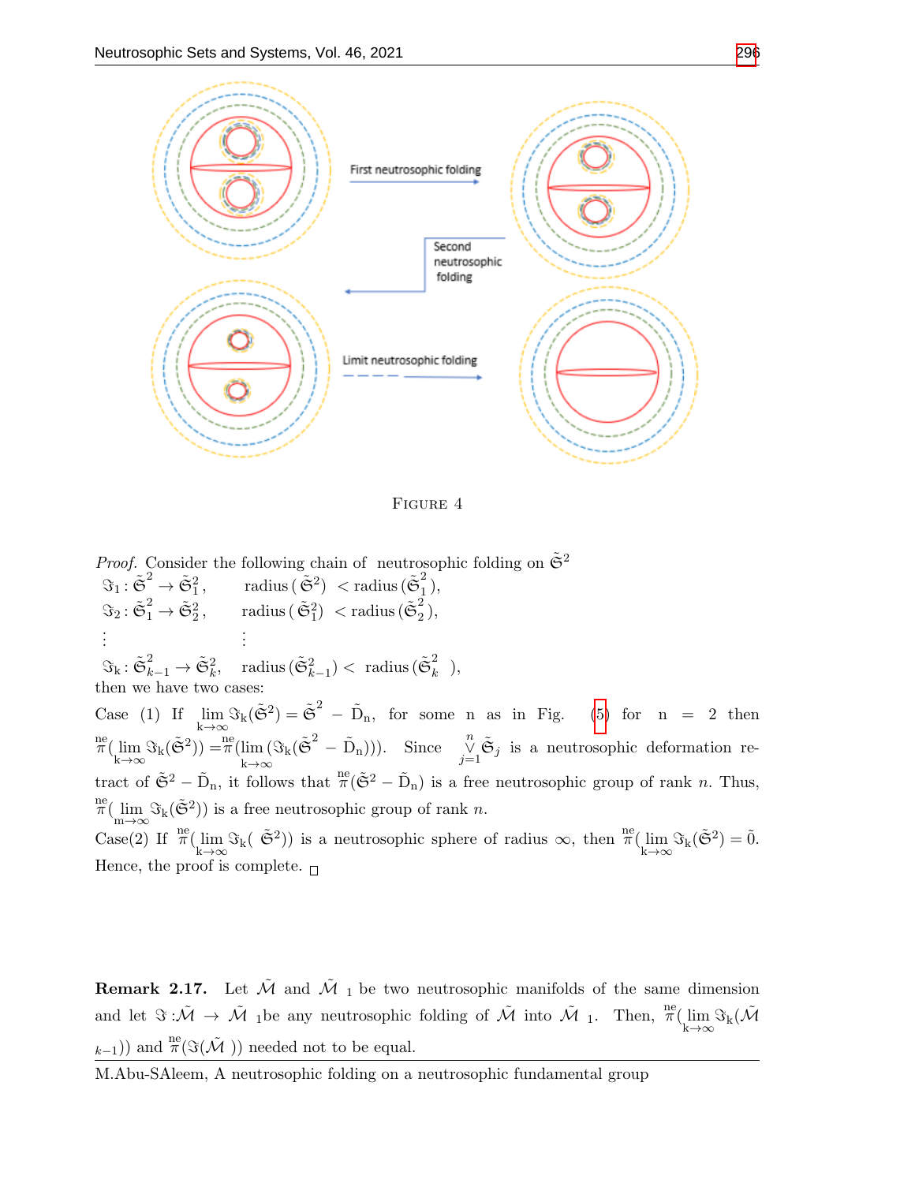FIGURE 4

*Proof.* Consider the following chain of neutrosophic folding on $\tilde{\mathfrak{S}}^2$

$\Im_1 : \tilde{\mathfrak{S}}^2 \to \tilde{\mathfrak{S}}_1^2, \qquad \text{radius}\,(\tilde{\mathfrak{S}}^2) \; < \text{radius}\,(\tilde{\mathfrak{S}}_1^2),$

$\Im_2 : \tilde{\mathfrak{S}}_1^2 \to \tilde{\mathfrak{S}}_2^2, \qquad \text{radius}\,(\tilde{\mathfrak{S}}_1^2) \; < \text{radius}\,(\tilde{\mathfrak{S}}_2^2),$

$\vdots \qquad\qquad\qquad \vdots$

$\Im_k : \tilde{\mathfrak{S}}_{k-1}^2 \to \tilde{\mathfrak{S}}_k^2, \quad \text{radius}\,(\tilde{\mathfrak{S}}_{k-1}^2) < \; \text{radius}\,(\tilde{\mathfrak{S}}_k^2 \;),$

then we have two cases:

Case (1) If $\lim\limits_{k\to\infty} \Im_k(\tilde{\mathfrak{S}}^2) = \tilde{\mathfrak{S}}^2 - \tilde{D}_n$, for some n as in Fig. (5) for n = 2 then $\overset{ne}{\pi}(\lim\limits_{k\to\infty} \Im_k(\tilde{\mathfrak{S}}^2)) = \overset{ne}{\pi}(\lim\limits_{k\to\infty}(\Im_k(\tilde{\mathfrak{S}}^2 - \tilde{D}_n)))$. Since $\bigvee\limits_{j=1}^{n} \tilde{\mathfrak{S}}_j$ is a neutrosophic deformation retract of $\tilde{\mathfrak{S}}^2 - \tilde{D}_n$, it follows that $\overset{ne}{\pi}(\tilde{\mathfrak{S}}^2 - \tilde{D}_n)$ is a free neutrosophic group of rank $n$. Thus, $\overset{ne}{\pi}(\lim\limits_{m\to\infty} \Im_k(\tilde{\mathfrak{S}}^2))$ is a free neutrosophic group of rank $n$.

Case(2) If $\overset{ne}{\pi}(\lim\limits_{k\to\infty} \Im_k(\; \tilde{\mathfrak{S}}^2))$ is a neutrosophic sphere of radius $\infty$, then $\overset{ne}{\pi}(\lim\limits_{k\to\infty} \Im_k(\tilde{\mathfrak{S}}^2) = \tilde{0}$.

Hence, the proof is complete. □

**Remark 2.17.** Let $\tilde{\mathcal{M}}$ and $\tilde{\mathcal{M}}_1$ be two neutrosophic manifolds of the same dimension and let $\Im : \tilde{\mathcal{M}} \to \tilde{\mathcal{M}}_1$ be any neutrosophic folding of $\tilde{\mathcal{M}}$ into $\tilde{\mathcal{M}}_1$. Then, $\overset{ne}{\pi}(\lim\limits_{k\to\infty} \Im_k(\tilde{\mathcal{M}}_{k-1}))$ and $\overset{ne}{\pi}(\Im(\tilde{\mathcal{M}}))$ needed not to be equal.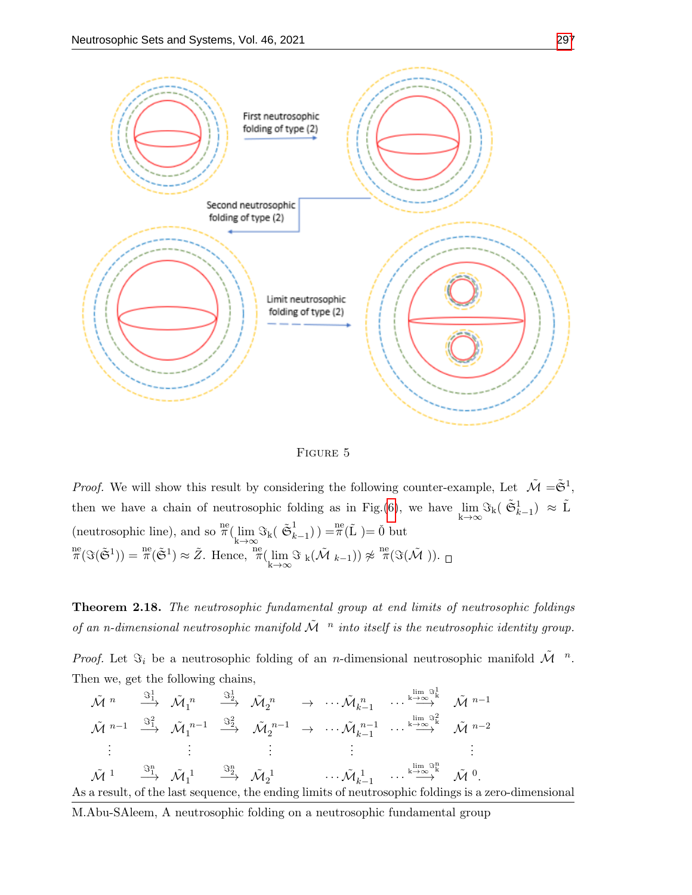FIGURE 5

*Proof.* We will show this result by considering the following counter-example, Let $\tilde{\mathcal{M}} = \tilde{\mathfrak{S}}^1$, then we have a chain of neutrosophic folding as in Fig.(6), we have $\lim_{k\to\infty} \Im_k(\tilde{\mathfrak{S}}^1_{k-1}) \approx \tilde{L}$ (neutrosophic line), and so $\overset{ne}{\pi}(\lim_{k\to\infty} \Im_k(\tilde{\mathfrak{S}}^1_{k-1})) = \overset{ne}{\pi}(\tilde{L}) = \check{0}$ but $\overset{ne}{\pi}(\Im(\tilde{\mathfrak{S}}^1)) = \overset{ne}{\pi}(\tilde{\mathfrak{S}}^1) \approx \tilde{Z}$. Hence, $\overset{ne}{\pi}(\lim_{k\to\infty} \Im_k(\tilde{\mathcal{M}}_{k-1})) \not\approx \overset{ne}{\pi}(\Im(\tilde{\mathcal{M}}))$. □

**Theorem 2.18.** *The neutrosophic fundamental group at end limits of neutrosophic foldings of an n-dimensional neutrosophic manifold $\tilde{\mathcal{M}}^n$ into itself is the neutrosophic identity group.*

*Proof.* Let $\Im_i$ be a neutrosophic folding of an $n$-dimensional neutrosophic manifold $\tilde{\mathcal{M}}^n$. Then we, get the following chains,

$$
\begin{array}{ccccccccc}
\tilde{\mathcal{M}}^n & \xrightarrow{\Im_1^1} & \tilde{\mathcal{M}}_1^n & \xrightarrow{\Im_2^1} & \tilde{\mathcal{M}}_2^n & \rightarrow & \cdots \tilde{\mathcal{M}}_{k-1}^n & \cdots \xrightarrow{\lim_{k\to\infty} \Im_k^1} & \tilde{\mathcal{M}}^{n-1} \\
\tilde{\mathcal{M}}^{n-1} & \xrightarrow{\Im_1^2} & \tilde{\mathcal{M}}_1^{n-1} & \xrightarrow{\Im_2^2} & \tilde{\mathcal{M}}_2^{n-1} & \rightarrow & \cdots \tilde{\mathcal{M}}_{k-1}^{n-1} & \cdots \xrightarrow{\lim_{k\to\infty} \Im_k^2} & \tilde{\mathcal{M}}^{n-2} \\
\vdots & & \vdots & & \vdots & & \vdots & & \vdots \\
\tilde{\mathcal{M}}^1 & \xrightarrow{\Im_1^n} & \tilde{\mathcal{M}}_1^1 & \xrightarrow{\Im_2^n} & \tilde{\mathcal{M}}_2^1 & & \cdots \tilde{\mathcal{M}}_{k-1}^1 & \cdots \xrightarrow{\lim_{k\to\infty} \Im_k^n} & \tilde{\mathcal{M}}^0.
\end{array}
$$

As a result, of the last sequence, the ending limits of neutrosophic foldings is a zero-dimensional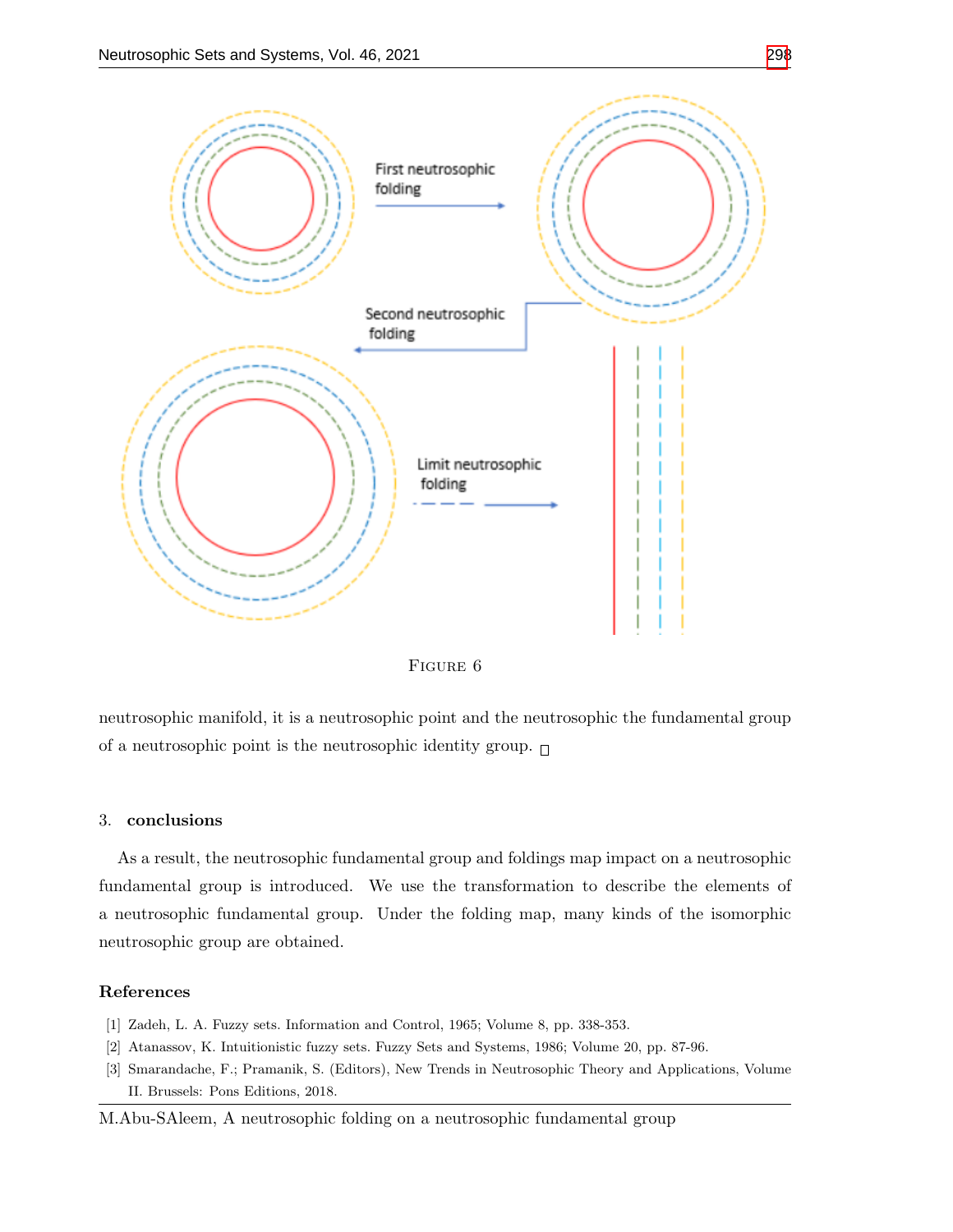FIGURE 6

neutrosophic manifold, it is a neutrosophic point and the neutrosophic the fundamental group of a neutrosophic point is the neutrosophic identity group. □

## 3. conclusions

As a result, the neutrosophic fundamental group and foldings map impact on a neutrosophic fundamental group is introduced. We use the transformation to describe the elements of a neutrosophic fundamental group. Under the folding map, many kinds of the isomorphic neutrosophic group are obtained.

## References

[1] Zadeh, L. A. Fuzzy sets. Information and Control, 1965; Volume 8, pp. 338-353.

[2] Atanassov, K. Intuitionistic fuzzy sets. Fuzzy Sets and Systems, 1986; Volume 20, pp. 87-96.

[3] Smarandache, F.; Pramanik, S. (Editors), New Trends in Neutrosophic Theory and Applications, Volume II. Brussels: Pons Editions, 2018.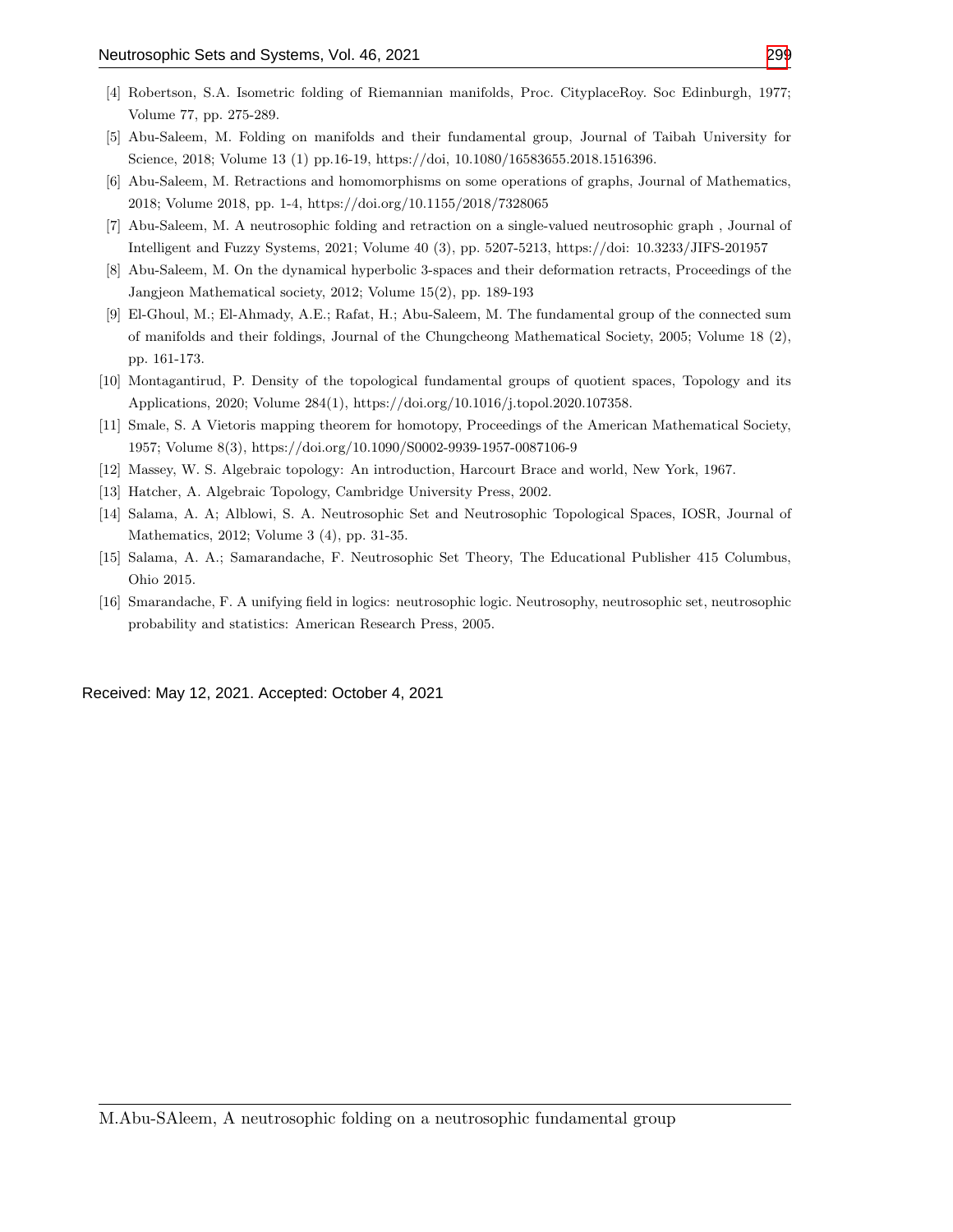[4] Robertson, S.A. Isometric folding of Riemannian manifolds, Proc. CityplaceRoy. Soc Edinburgh, 1977; Volume 77, pp. 275-289.

[5] Abu-Saleem, M. Folding on manifolds and their fundamental group, Journal of Taibah University for Science, 2018; Volume 13 (1) pp.16-19, https://doi, 10.1080/16583655.2018.1516396.

[6] Abu-Saleem, M. Retractions and homomorphisms on some operations of graphs, Journal of Mathematics, 2018; Volume 2018, pp. 1-4, https://doi.org/10.1155/2018/7328065

[7] Abu-Saleem, M. A neutrosophic folding and retraction on a single-valued neutrosophic graph , Journal of Intelligent and Fuzzy Systems, 2021; Volume 40 (3), pp. 5207-5213, https://doi: 10.3233/JIFS-201957

[8] Abu-Saleem, M. On the dynamical hyperbolic 3-spaces and their deformation retracts, Proceedings of the Jangjeon Mathematical society, 2012; Volume 15(2), pp. 189-193

[9] El-Ghoul, M.; El-Ahmady, A.E.; Rafat, H.; Abu-Saleem, M. The fundamental group of the connected sum of manifolds and their foldings, Journal of the Chungcheong Mathematical Society, 2005; Volume 18 (2), pp. 161-173.

[10] Montagantirud, P. Density of the topological fundamental groups of quotient spaces, Topology and its Applications, 2020; Volume 284(1), https://doi.org/10.1016/j.topol.2020.107358.

[11] Smale, S. A Vietoris mapping theorem for homotopy, Proceedings of the American Mathematical Society, 1957; Volume 8(3), https://doi.org/10.1090/S0002-9939-1957-0087106-9

[12] Massey, W. S. Algebraic topology: An introduction, Harcourt Brace and world, New York, 1967.

[13] Hatcher, A. Algebraic Topology, Cambridge University Press, 2002.

[14] Salama, A. A; Alblowi, S. A. Neutrosophic Set and Neutrosophic Topological Spaces, IOSR, Journal of Mathematics, 2012; Volume 3 (4), pp. 31-35.

[15] Salama, A. A.; Samarandache, F. Neutrosophic Set Theory, The Educational Publisher 415 Columbus, Ohio 2015.

[16] Smarandache, F. A unifying field in logics: neutrosophic logic. Neutrosophy, neutrosophic set, neutrosophic probability and statistics: American Research Press, 2005.

Received: May 12, 2021. Accepted: October 4, 2021